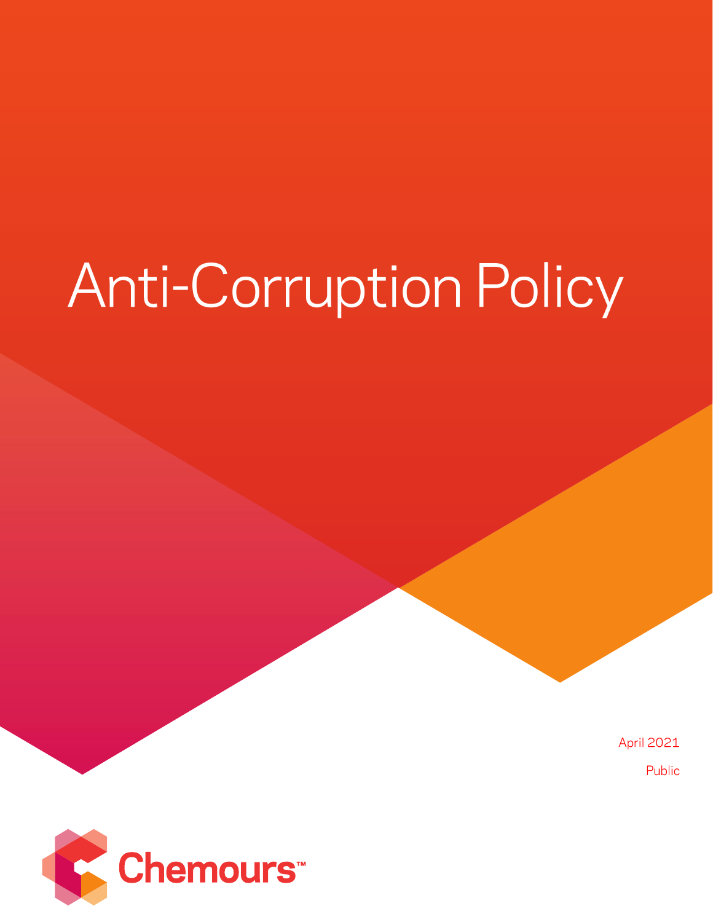# Anti-Corruption Policy

April 2021

Public

Chemours™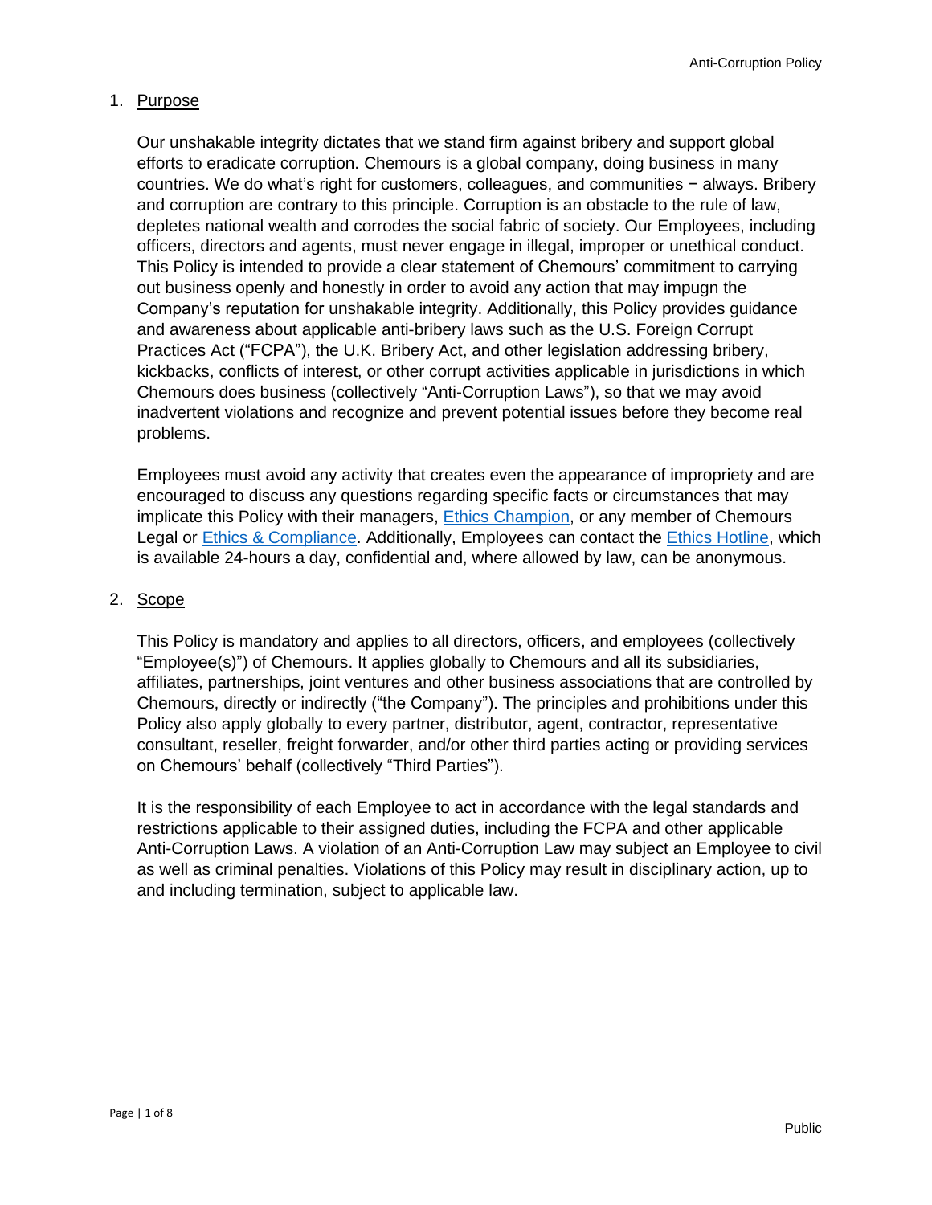1. Purpose

   Our unshakable integrity dictates that we stand firm against bribery and support global efforts to eradicate corruption. Chemours is a global company, doing business in many countries. We do what's right for customers, colleagues, and communities − always. Bribery and corruption are contrary to this principle. Corruption is an obstacle to the rule of law, depletes national wealth and corrodes the social fabric of society. Our Employees, including officers, directors and agents, must never engage in illegal, improper or unethical conduct. This Policy is intended to provide a clear statement of Chemours' commitment to carrying out business openly and honestly in order to avoid any action that may impugn the Company's reputation for unshakable integrity. Additionally, this Policy provides guidance and awareness about applicable anti-bribery laws such as the U.S. Foreign Corrupt Practices Act ("FCPA"), the U.K. Bribery Act, and other legislation addressing bribery, kickbacks, conflicts of interest, or other corrupt activities applicable in jurisdictions in which Chemours does business (collectively "Anti-Corruption Laws"), so that we may avoid inadvertent violations and recognize and prevent potential issues before they become real problems.

   Employees must avoid any activity that creates even the appearance of impropriety and are encouraged to discuss any questions regarding specific facts or circumstances that may implicate this Policy with their managers, Ethics Champion, or any member of Chemours Legal or Ethics & Compliance. Additionally, Employees can contact the Ethics Hotline, which is available 24-hours a day, confidential and, where allowed by law, can be anonymous.

2. Scope

   This Policy is mandatory and applies to all directors, officers, and employees (collectively "Employee(s)") of Chemours. It applies globally to Chemours and all its subsidiaries, affiliates, partnerships, joint ventures and other business associations that are controlled by Chemours, directly or indirectly ("the Company"). The principles and prohibitions under this Policy also apply globally to every partner, distributor, agent, contractor, representative consultant, reseller, freight forwarder, and/or other third parties acting or providing services on Chemours' behalf (collectively "Third Parties").

   It is the responsibility of each Employee to act in accordance with the legal standards and restrictions applicable to their assigned duties, including the FCPA and other applicable Anti-Corruption Laws. A violation of an Anti-Corruption Law may subject an Employee to civil as well as criminal penalties. Violations of this Policy may result in disciplinary action, up to and including termination, subject to applicable law.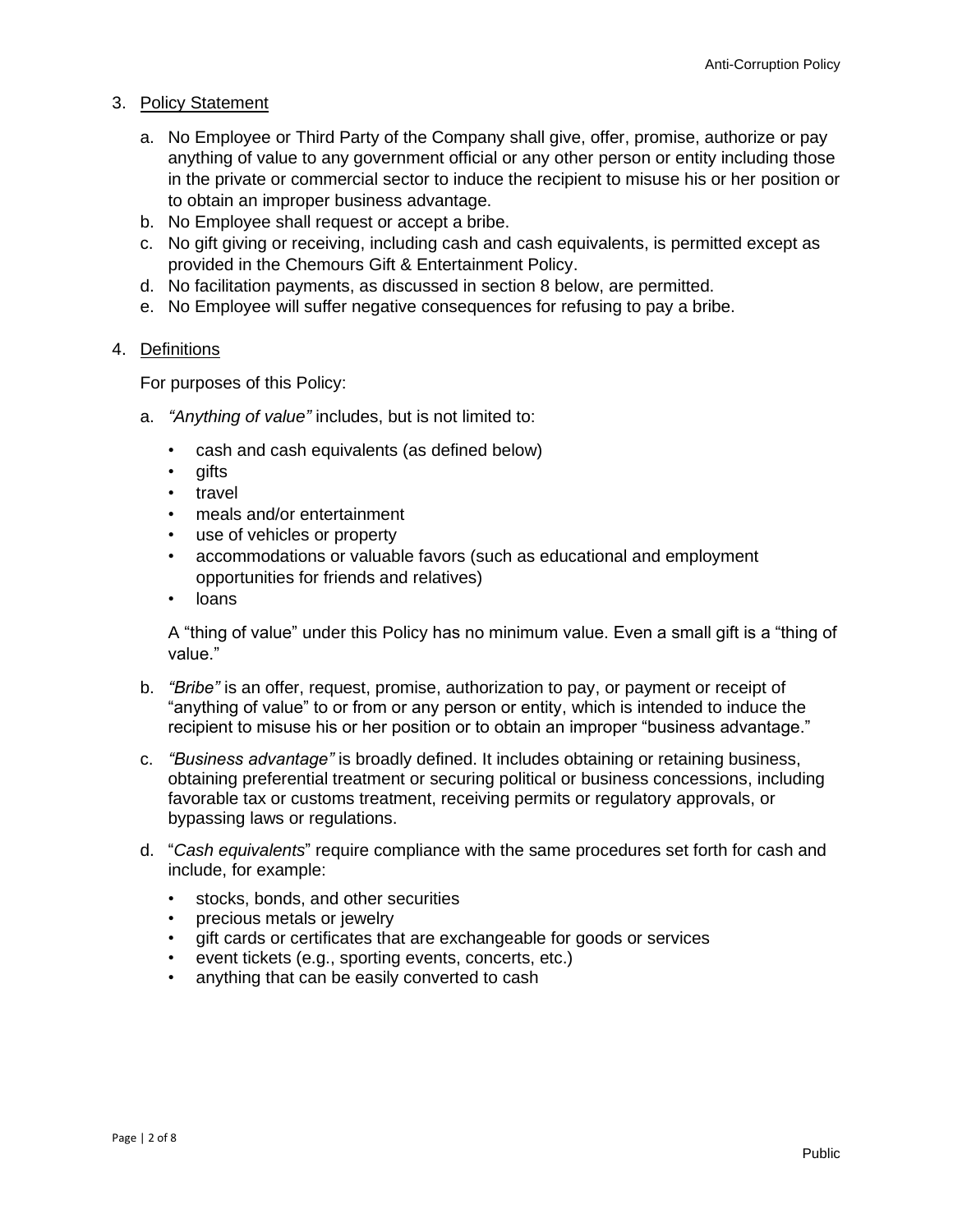3. Policy Statement

   a. No Employee or Third Party of the Company shall give, offer, promise, authorize or pay anything of value to any government official or any other person or entity including those in the private or commercial sector to induce the recipient to misuse his or her position or to obtain an improper business advantage.
   b. No Employee shall request or accept a bribe.
   c. No gift giving or receiving, including cash and cash equivalents, is permitted except as provided in the Chemours Gift & Entertainment Policy.
   d. No facilitation payments, as discussed in section 8 below, are permitted.
   e. No Employee will suffer negative consequences for refusing to pay a bribe.

4. Definitions

   For purposes of this Policy:

   a. *"Anything of value"* includes, but is not limited to:

      - cash and cash equivalents (as defined below)
      - gifts
      - travel
      - meals and/or entertainment
      - use of vehicles or property
      - accommodations or valuable favors (such as educational and employment opportunities for friends and relatives)
      - loans

      A "thing of value" under this Policy has no minimum value. Even a small gift is a "thing of value."

   b. *"Bribe"* is an offer, request, promise, authorization to pay, or payment or receipt of "anything of value" to or from or any person or entity, which is intended to induce the recipient to misuse his or her position or to obtain an improper "business advantage."

   c. *"Business advantage"* is broadly defined. It includes obtaining or retaining business, obtaining preferential treatment or securing political or business concessions, including favorable tax or customs treatment, receiving permits or regulatory approvals, or bypassing laws or regulations.

   d. "*Cash equivalents*" require compliance with the same procedures set forth for cash and include, for example:

      - stocks, bonds, and other securities
      - precious metals or jewelry
      - gift cards or certificates that are exchangeable for goods or services
      - event tickets (e.g., sporting events, concerts, etc.)
      - anything that can be easily converted to cash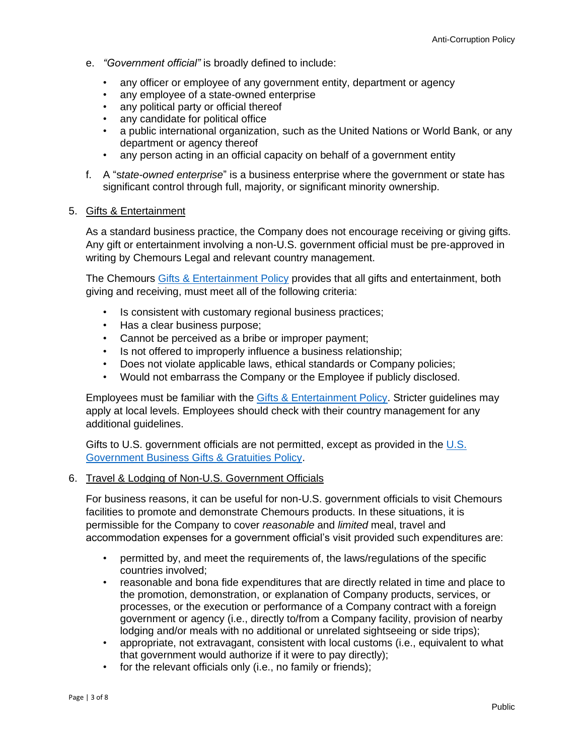e. *"Government official"* is broadly defined to include:

- any officer or employee of any government entity, department or agency
- any employee of a state-owned enterprise
- any political party or official thereof
- any candidate for political office
- a public international organization, such as the United Nations or World Bank, or any department or agency thereof
- any person acting in an official capacity on behalf of a government entity

f. A "*state-owned enterprise*" is a business enterprise where the government or state has significant control through full, majority, or significant minority ownership.

5. Gifts & Entertainment

As a standard business practice, the Company does not encourage receiving or giving gifts. Any gift or entertainment involving a non-U.S. government official must be pre-approved in writing by Chemours Legal and relevant country management.

The Chemours Gifts & Entertainment Policy provides that all gifts and entertainment, both giving and receiving, must meet all of the following criteria:

- Is consistent with customary regional business practices;
- Has a clear business purpose;
- Cannot be perceived as a bribe or improper payment;
- Is not offered to improperly influence a business relationship;
- Does not violate applicable laws, ethical standards or Company policies;
- Would not embarrass the Company or the Employee if publicly disclosed.

Employees must be familiar with the Gifts & Entertainment Policy. Stricter guidelines may apply at local levels. Employees should check with their country management for any additional guidelines.

Gifts to U.S. government officials are not permitted, except as provided in the U.S. Government Business Gifts & Gratuities Policy.

6. Travel & Lodging of Non-U.S. Government Officials

For business reasons, it can be useful for non-U.S. government officials to visit Chemours facilities to promote and demonstrate Chemours products. In these situations, it is permissible for the Company to cover *reasonable* and *limited* meal, travel and accommodation expenses for a government official's visit provided such expenditures are:

- permitted by, and meet the requirements of, the laws/regulations of the specific countries involved;
- reasonable and bona fide expenditures that are directly related in time and place to the promotion, demonstration, or explanation of Company products, services, or processes, or the execution or performance of a Company contract with a foreign government or agency (i.e., directly to/from a Company facility, provision of nearby lodging and/or meals with no additional or unrelated sightseeing or side trips);
- appropriate, not extravagant, consistent with local customs (i.e., equivalent to what that government would authorize if it were to pay directly);
- for the relevant officials only (i.e., no family or friends);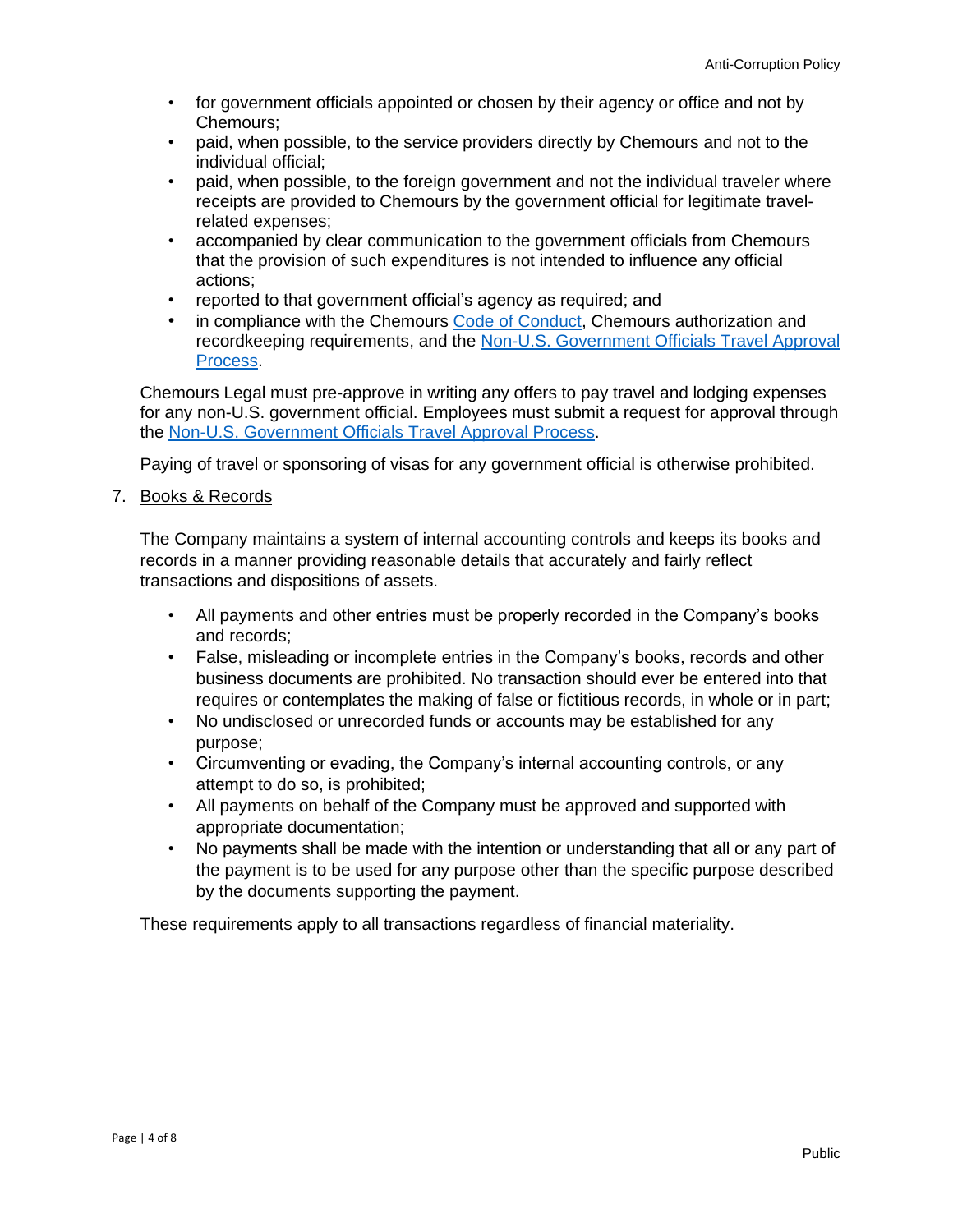- for government officials appointed or chosen by their agency or office and not by Chemours;
- paid, when possible, to the service providers directly by Chemours and not to the individual official;
- paid, when possible, to the foreign government and not the individual traveler where receipts are provided to Chemours by the government official for legitimate travel-related expenses;
- accompanied by clear communication to the government officials from Chemours that the provision of such expenditures is not intended to influence any official actions;
- reported to that government official's agency as required; and
- in compliance with the Chemours Code of Conduct, Chemours authorization and recordkeeping requirements, and the Non-U.S. Government Officials Travel Approval Process.

Chemours Legal must pre-approve in writing any offers to pay travel and lodging expenses for any non-U.S. government official. Employees must submit a request for approval through the Non-U.S. Government Officials Travel Approval Process.

Paying of travel or sponsoring of visas for any government official is otherwise prohibited.

7. Books & Records

The Company maintains a system of internal accounting controls and keeps its books and records in a manner providing reasonable details that accurately and fairly reflect transactions and dispositions of assets.

- All payments and other entries must be properly recorded in the Company's books and records;
- False, misleading or incomplete entries in the Company's books, records and other business documents are prohibited. No transaction should ever be entered into that requires or contemplates the making of false or fictitious records, in whole or in part;
- No undisclosed or unrecorded funds or accounts may be established for any purpose;
- Circumventing or evading, the Company's internal accounting controls, or any attempt to do so, is prohibited;
- All payments on behalf of the Company must be approved and supported with appropriate documentation;
- No payments shall be made with the intention or understanding that all or any part of the payment is to be used for any purpose other than the specific purpose described by the documents supporting the payment.

These requirements apply to all transactions regardless of financial materiality.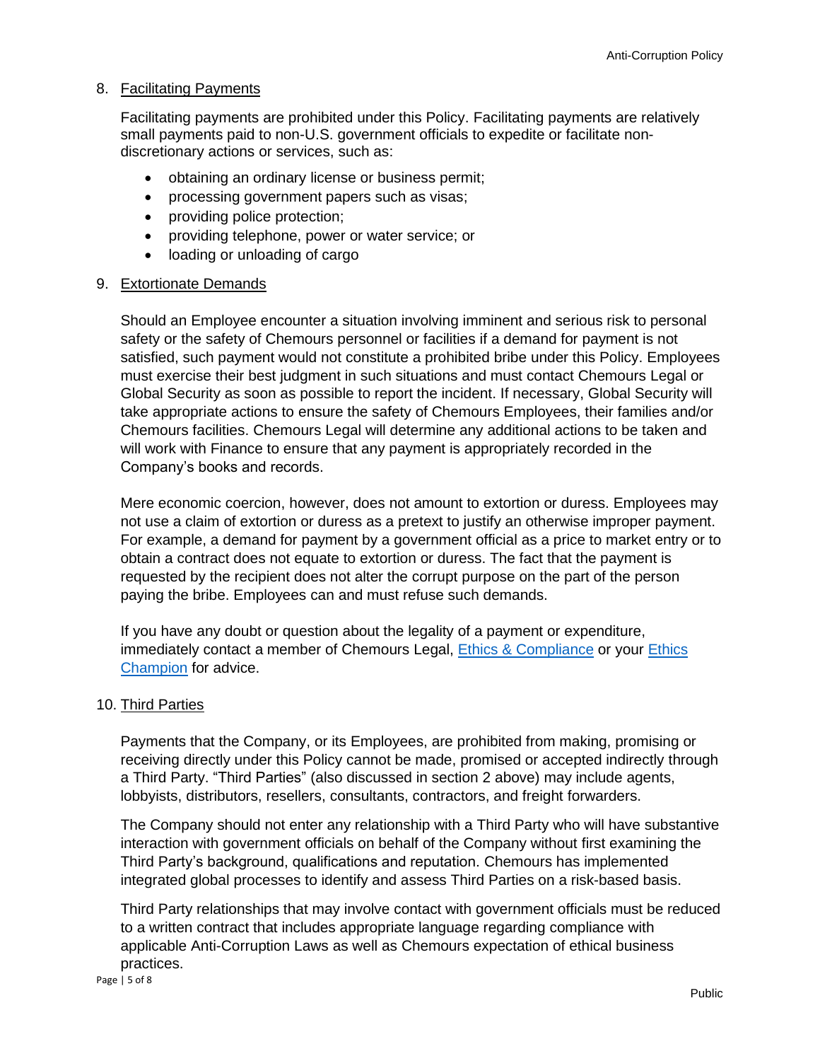## 8. Facilitating Payments

Facilitating payments are prohibited under this Policy. Facilitating payments are relatively small payments paid to non-U.S. government officials to expedite or facilitate non-discretionary actions or services, such as:

- obtaining an ordinary license or business permit;
- processing government papers such as visas;
- providing police protection;
- providing telephone, power or water service; or
- loading or unloading of cargo

## 9. Extortionate Demands

Should an Employee encounter a situation involving imminent and serious risk to personal safety or the safety of Chemours personnel or facilities if a demand for payment is not satisfied, such payment would not constitute a prohibited bribe under this Policy. Employees must exercise their best judgment in such situations and must contact Chemours Legal or Global Security as soon as possible to report the incident. If necessary, Global Security will take appropriate actions to ensure the safety of Chemours Employees, their families and/or Chemours facilities. Chemours Legal will determine any additional actions to be taken and will work with Finance to ensure that any payment is appropriately recorded in the Company's books and records.

Mere economic coercion, however, does not amount to extortion or duress. Employees may not use a claim of extortion or duress as a pretext to justify an otherwise improper payment. For example, a demand for payment by a government official as a price to market entry or to obtain a contract does not equate to extortion or duress. The fact that the payment is requested by the recipient does not alter the corrupt purpose on the part of the person paying the bribe. Employees can and must refuse such demands.

If you have any doubt or question about the legality of a payment or expenditure, immediately contact a member of Chemours Legal, Ethics & Compliance or your Ethics Champion for advice.

## 10. Third Parties

Payments that the Company, or its Employees, are prohibited from making, promising or receiving directly under this Policy cannot be made, promised or accepted indirectly through a Third Party. "Third Parties" (also discussed in section 2 above) may include agents, lobbyists, distributors, resellers, consultants, contractors, and freight forwarders.

The Company should not enter any relationship with a Third Party who will have substantive interaction with government officials on behalf of the Company without first examining the Third Party's background, qualifications and reputation. Chemours has implemented integrated global processes to identify and assess Third Parties on a risk-based basis.

Third Party relationships that may involve contact with government officials must be reduced to a written contract that includes appropriate language regarding compliance with applicable Anti-Corruption Laws as well as Chemours expectation of ethical business practices.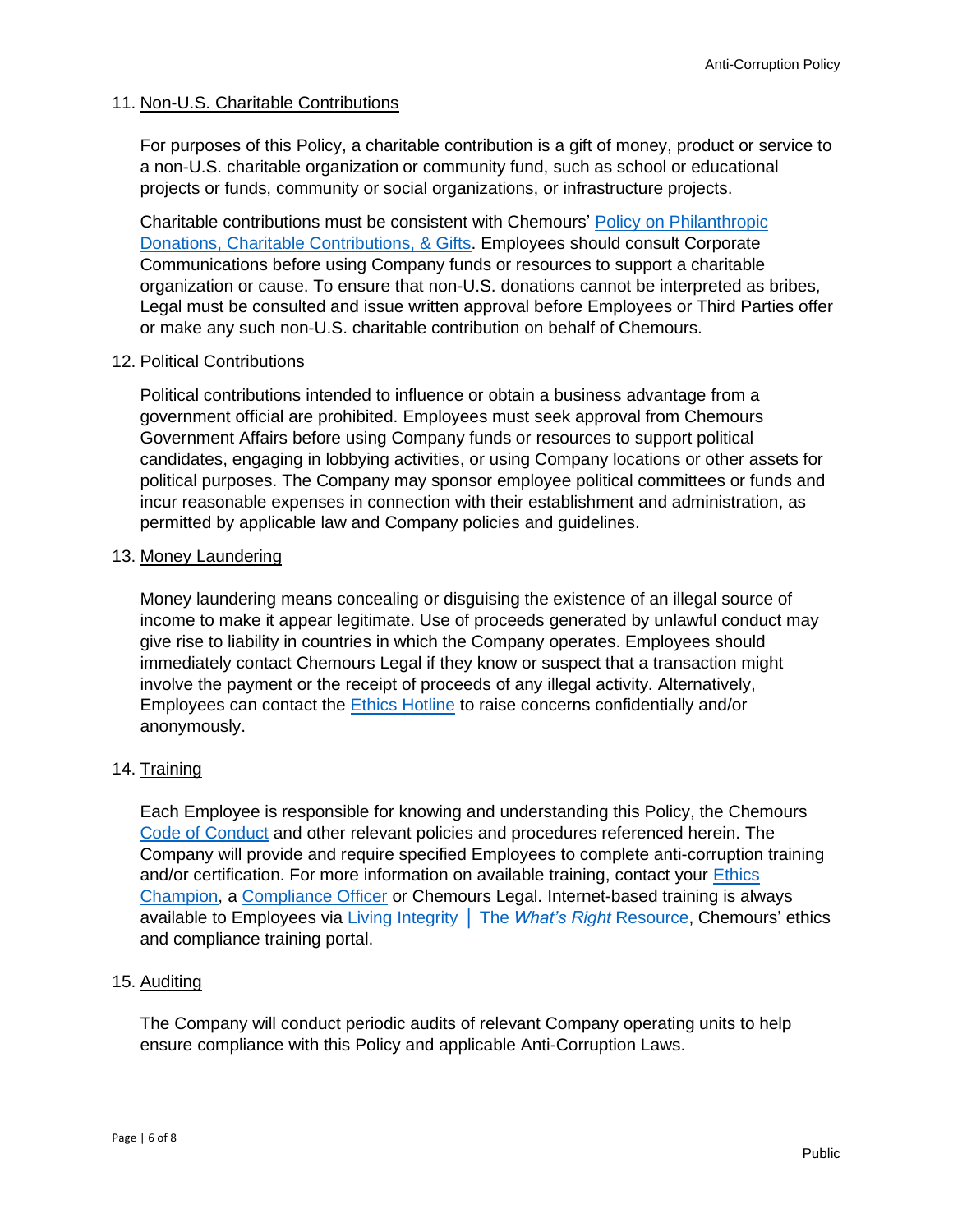## 11. Non-U.S. Charitable Contributions

For purposes of this Policy, a charitable contribution is a gift of money, product or service to a non-U.S. charitable organization or community fund, such as school or educational projects or funds, community or social organizations, or infrastructure projects.

Charitable contributions must be consistent with Chemours' Policy on Philanthropic Donations, Charitable Contributions, & Gifts. Employees should consult Corporate Communications before using Company funds or resources to support a charitable organization or cause. To ensure that non-U.S. donations cannot be interpreted as bribes, Legal must be consulted and issue written approval before Employees or Third Parties offer or make any such non-U.S. charitable contribution on behalf of Chemours.

## 12. Political Contributions

Political contributions intended to influence or obtain a business advantage from a government official are prohibited. Employees must seek approval from Chemours Government Affairs before using Company funds or resources to support political candidates, engaging in lobbying activities, or using Company locations or other assets for political purposes. The Company may sponsor employee political committees or funds and incur reasonable expenses in connection with their establishment and administration, as permitted by applicable law and Company policies and guidelines.

## 13. Money Laundering

Money laundering means concealing or disguising the existence of an illegal source of income to make it appear legitimate. Use of proceeds generated by unlawful conduct may give rise to liability in countries in which the Company operates. Employees should immediately contact Chemours Legal if they know or suspect that a transaction might involve the payment or the receipt of proceeds of any illegal activity. Alternatively, Employees can contact the Ethics Hotline to raise concerns confidentially and/or anonymously.

## 14. Training

Each Employee is responsible for knowing and understanding this Policy, the Chemours Code of Conduct and other relevant policies and procedures referenced herein. The Company will provide and require specified Employees to complete anti-corruption training and/or certification. For more information on available training, contact your Ethics Champion, a Compliance Officer or Chemours Legal. Internet-based training is always available to Employees via Living Integrity │ The *What's Right* Resource, Chemours' ethics and compliance training portal.

## 15. Auditing

The Company will conduct periodic audits of relevant Company operating units to help ensure compliance with this Policy and applicable Anti-Corruption Laws.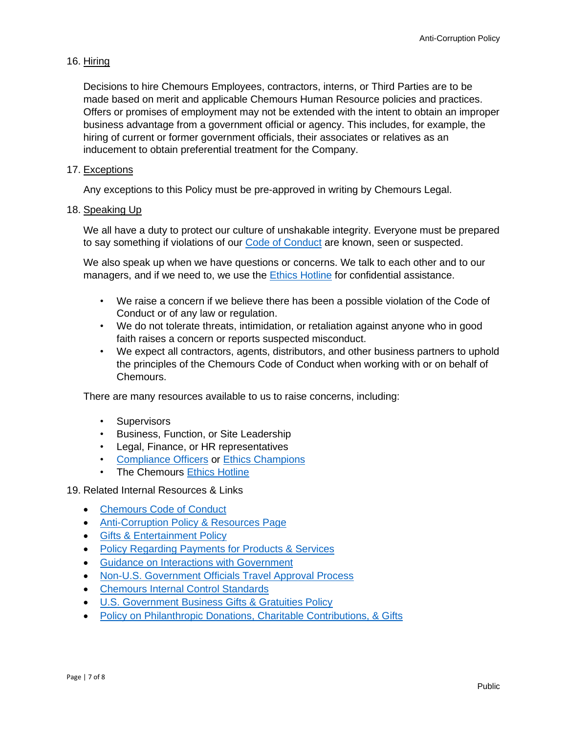16. Hiring

Decisions to hire Chemours Employees, contractors, interns, or Third Parties are to be made based on merit and applicable Chemours Human Resource policies and practices. Offers or promises of employment may not be extended with the intent to obtain an improper business advantage from a government official or agency. This includes, for example, the hiring of current or former government officials, their associates or relatives as an inducement to obtain preferential treatment for the Company.

17. Exceptions

Any exceptions to this Policy must be pre-approved in writing by Chemours Legal.

18. Speaking Up

We all have a duty to protect our culture of unshakable integrity. Everyone must be prepared to say something if violations of our Code of Conduct are known, seen or suspected.

We also speak up when we have questions or concerns. We talk to each other and to our managers, and if we need to, we use the Ethics Hotline for confidential assistance.

- We raise a concern if we believe there has been a possible violation of the Code of Conduct or of any law or regulation.
- We do not tolerate threats, intimidation, or retaliation against anyone who in good faith raises a concern or reports suspected misconduct.
- We expect all contractors, agents, distributors, and other business partners to uphold the principles of the Chemours Code of Conduct when working with or on behalf of Chemours.

There are many resources available to us to raise concerns, including:

- Supervisors
- Business, Function, or Site Leadership
- Legal, Finance, or HR representatives
- Compliance Officers or Ethics Champions
- The Chemours Ethics Hotline

19. Related Internal Resources & Links

- Chemours Code of Conduct
- Anti-Corruption Policy & Resources Page
- Gifts & Entertainment Policy
- Policy Regarding Payments for Products & Services
- Guidance on Interactions with Government
- Non-U.S. Government Officials Travel Approval Process
- Chemours Internal Control Standards
- U.S. Government Business Gifts & Gratuities Policy
- Policy on Philanthropic Donations, Charitable Contributions, & Gifts